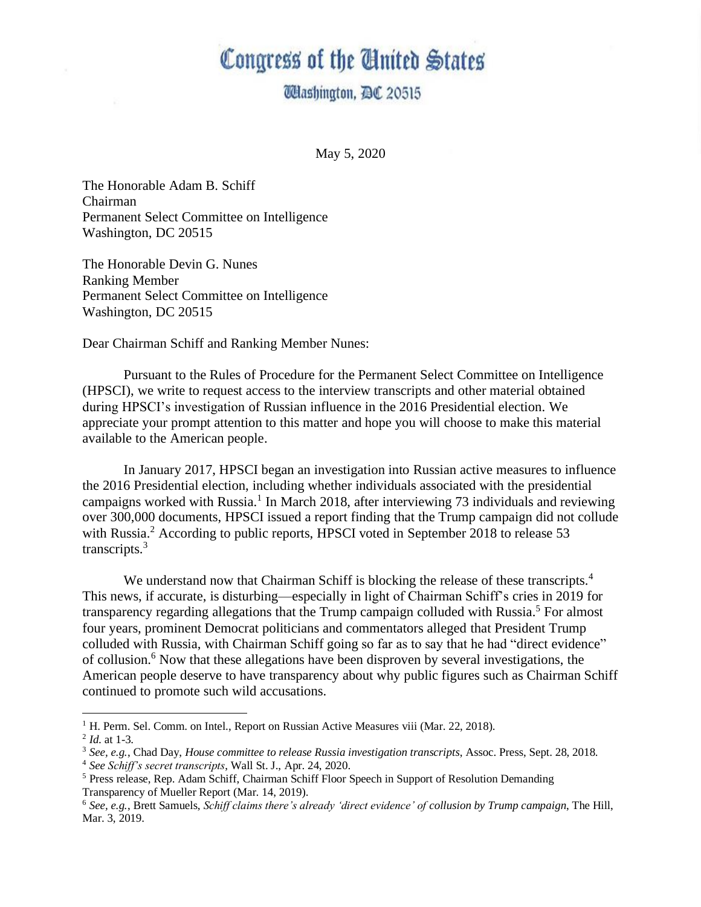# Congress of the United States

## Washington, DC 20515

May 5, 2020

The Honorable Adam B. Schiff
Chairman
Permanent Select Committee on Intelligence
Washington, DC 20515

The Honorable Devin G. Nunes
Ranking Member
Permanent Select Committee on Intelligence
Washington, DC 20515

Dear Chairman Schiff and Ranking Member Nunes:

Pursuant to the Rules of Procedure for the Permanent Select Committee on Intelligence (HPSCI), we write to request access to the interview transcripts and other material obtained during HPSCI's investigation of Russian influence in the 2016 Presidential election. We appreciate your prompt attention to this matter and hope you will choose to make this material available to the American people.

In January 2017, HPSCI began an investigation into Russian active measures to influence the 2016 Presidential election, including whether individuals associated with the presidential campaigns worked with Russia.[1] In March 2018, after interviewing 73 individuals and reviewing over 300,000 documents, HPSCI issued a report finding that the Trump campaign did not collude with Russia.[2] According to public reports, HPSCI voted in September 2018 to release 53 transcripts.[3]

We understand now that Chairman Schiff is blocking the release of these transcripts.[4] This news, if accurate, is disturbing—especially in light of Chairman Schiff's cries in 2019 for transparency regarding allegations that the Trump campaign colluded with Russia.[5] For almost four years, prominent Democrat politicians and commentators alleged that President Trump colluded with Russia, with Chairman Schiff going so far as to say that he had "direct evidence" of collusion.[6] Now that these allegations have been disproven by several investigations, the American people deserve to have transparency about why public figures such as Chairman Schiff continued to promote such wild accusations.

---

[1] H. Perm. Sel. Comm. on Intel., Report on Russian Active Measures viii (Mar. 22, 2018).

[2] *Id.* at 1-3.

[3] *See, e.g.*, Chad Day, *House committee to release Russia investigation transcripts*, Assoc. Press, Sept. 28, 2018.

[4] *See Schiff's secret transcripts*, Wall St. J., Apr. 24, 2020.

[5] Press release, Rep. Adam Schiff, Chairman Schiff Floor Speech in Support of Resolution Demanding Transparency of Mueller Report (Mar. 14, 2019).

[6] *See, e.g.*, Brett Samuels, *Schiff claims there's already 'direct evidence' of collusion by Trump campaign*, The Hill, Mar. 3, 2019.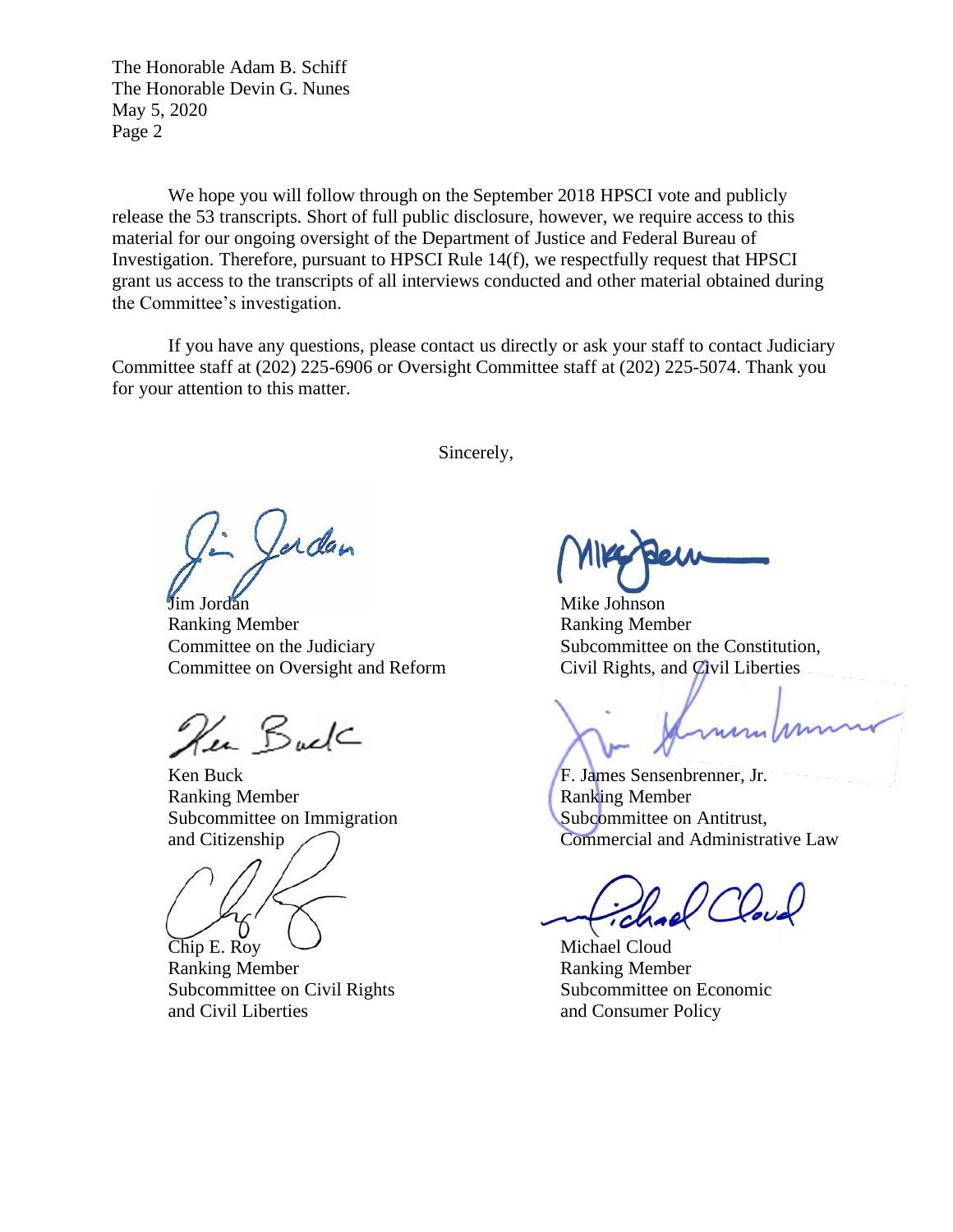The Honorable Adam B. Schiff
The Honorable Devin G. Nunes
May 5, 2020

We hope you will follow through on the September 2018 HPSCI vote and publicly release the 53 transcripts. Short of full public disclosure, however, we require access to this material for our ongoing oversight of the Department of Justice and Federal Bureau of Investigation. Therefore, pursuant to HPSCI Rule 14(f), we respectfully request that HPSCI grant us access to the transcripts of all interviews conducted and other material obtained during the Committee's investigation.

If you have any questions, please contact us directly or ask your staff to contact Judiciary Committee staff at (202) 225-6906 or Oversight Committee staff at (202) 225-5074. Thank you for your attention to this matter.

Sincerely,

Jim Jordan
Ranking Member
Committee on the Judiciary
Committee on Oversight and Reform

Mike Johnson
Ranking Member
Subcommittee on the Constitution, Civil Rights, and Civil Liberties

Ken Buck
Ranking Member
Subcommittee on Immigration and Citizenship

F. James Sensenbrenner, Jr.
Ranking Member
Subcommittee on Antitrust, Commercial and Administrative Law

Chip E. Roy
Ranking Member
Subcommittee on Civil Rights and Civil Liberties

Michael Cloud
Ranking Member
Subcommittee on Economic and Consumer Policy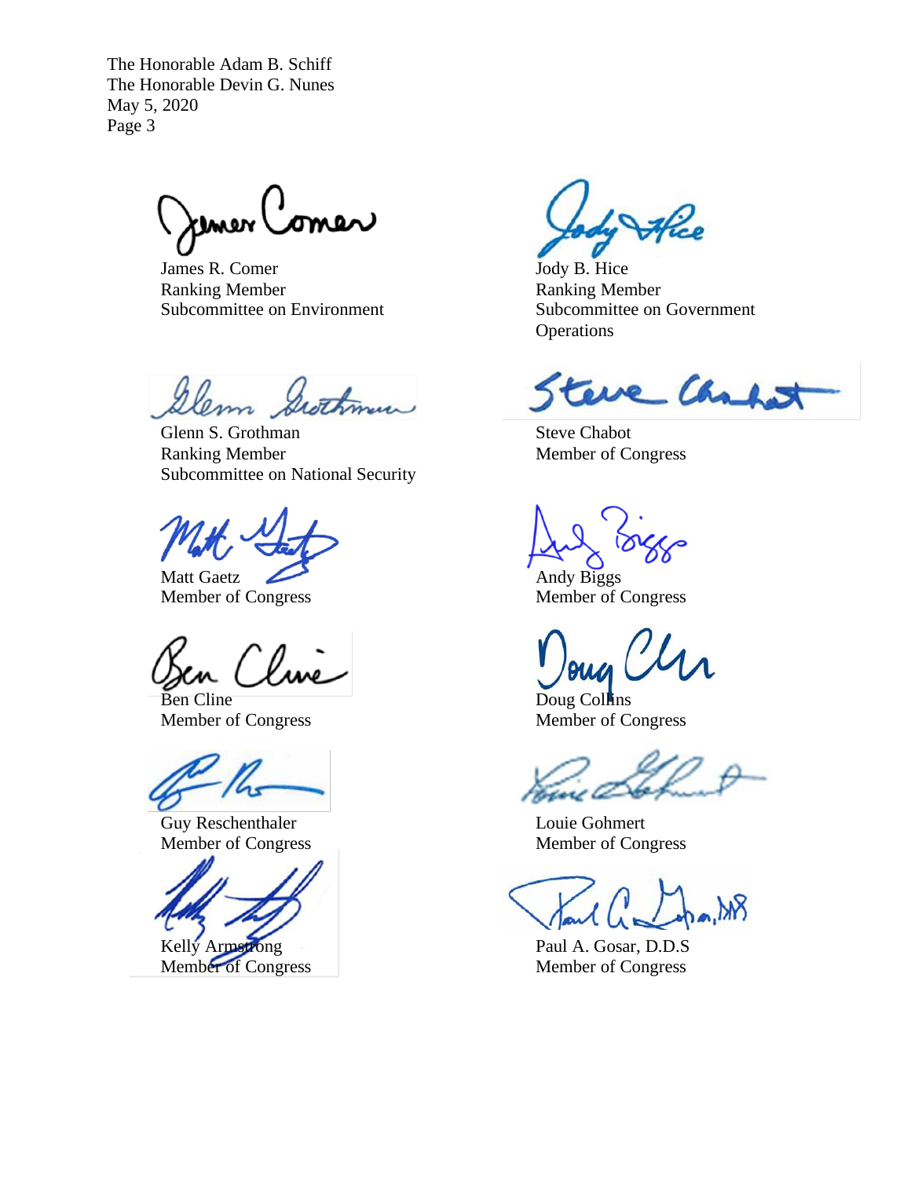The Honorable Adam B. Schiff
The Honorable Devin G. Nunes
May 5, 2020

James R. Comer
Ranking Member
Subcommittee on Environment

Jody B. Hice
Ranking Member
Subcommittee on Government Operations

Glenn S. Grothman
Ranking Member
Subcommittee on National Security

Steve Chabot
Member of Congress

Matt Gaetz
Member of Congress

Andy Biggs
Member of Congress

Ben Cline
Member of Congress

Doug Collins
Member of Congress

Guy Reschenthaler
Member of Congress

Louie Gohmert
Member of Congress

Kelly Armstrong
Member of Congress

Paul A. Gosar, D.D.S
Member of Congress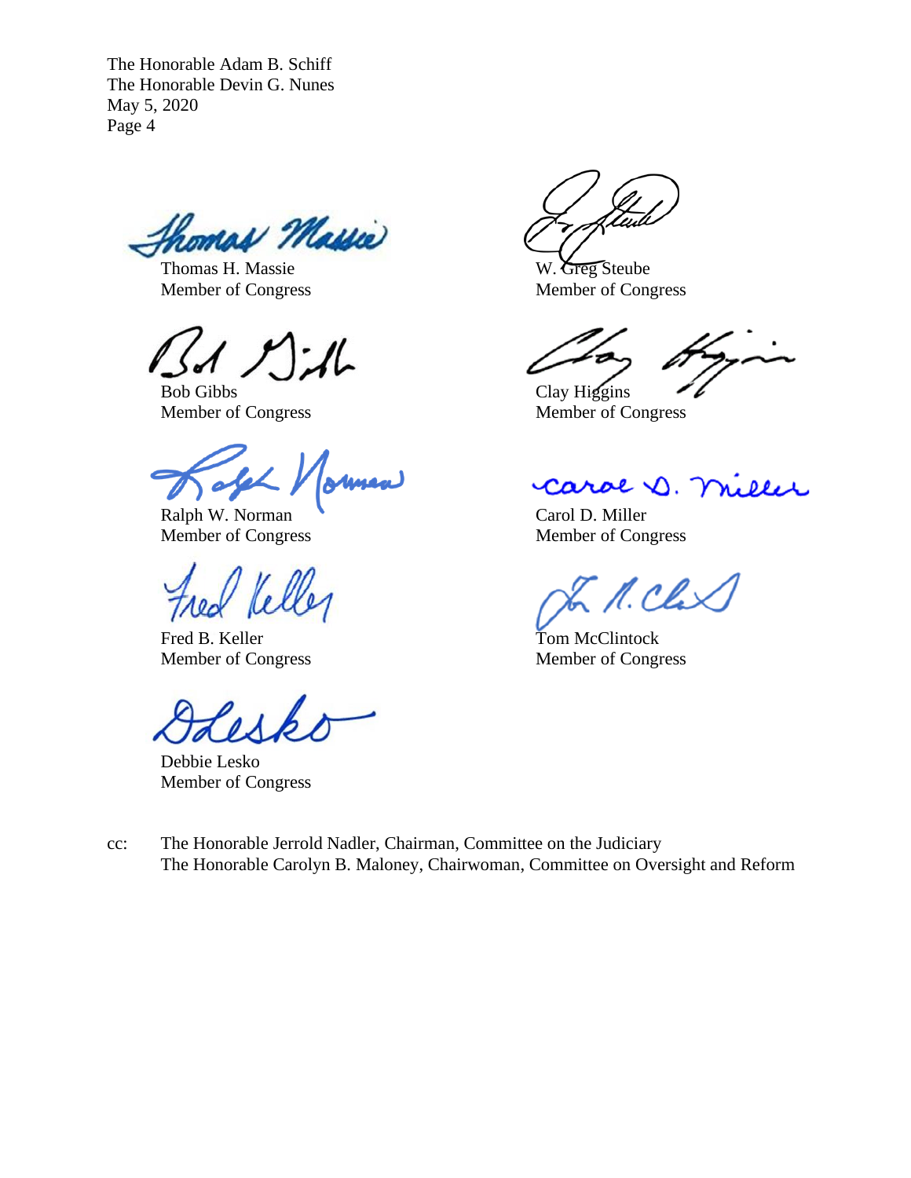The Honorable Adam B. Schiff
The Honorable Devin G. Nunes
May 5, 2020
Page 4

Thomas H. Massie
Member of Congress

W. Greg Steube
Member of Congress

Bob Gibbs
Member of Congress

Clay Higgins
Member of Congress

Ralph W. Norman
Member of Congress

Carol D. Miller
Member of Congress

Fred B. Keller
Member of Congress

Tom McClintock
Member of Congress

Debbie Lesko
Member of Congress

cc: The Honorable Jerrold Nadler, Chairman, Committee on the Judiciary
The Honorable Carolyn B. Maloney, Chairwoman, Committee on Oversight and Reform